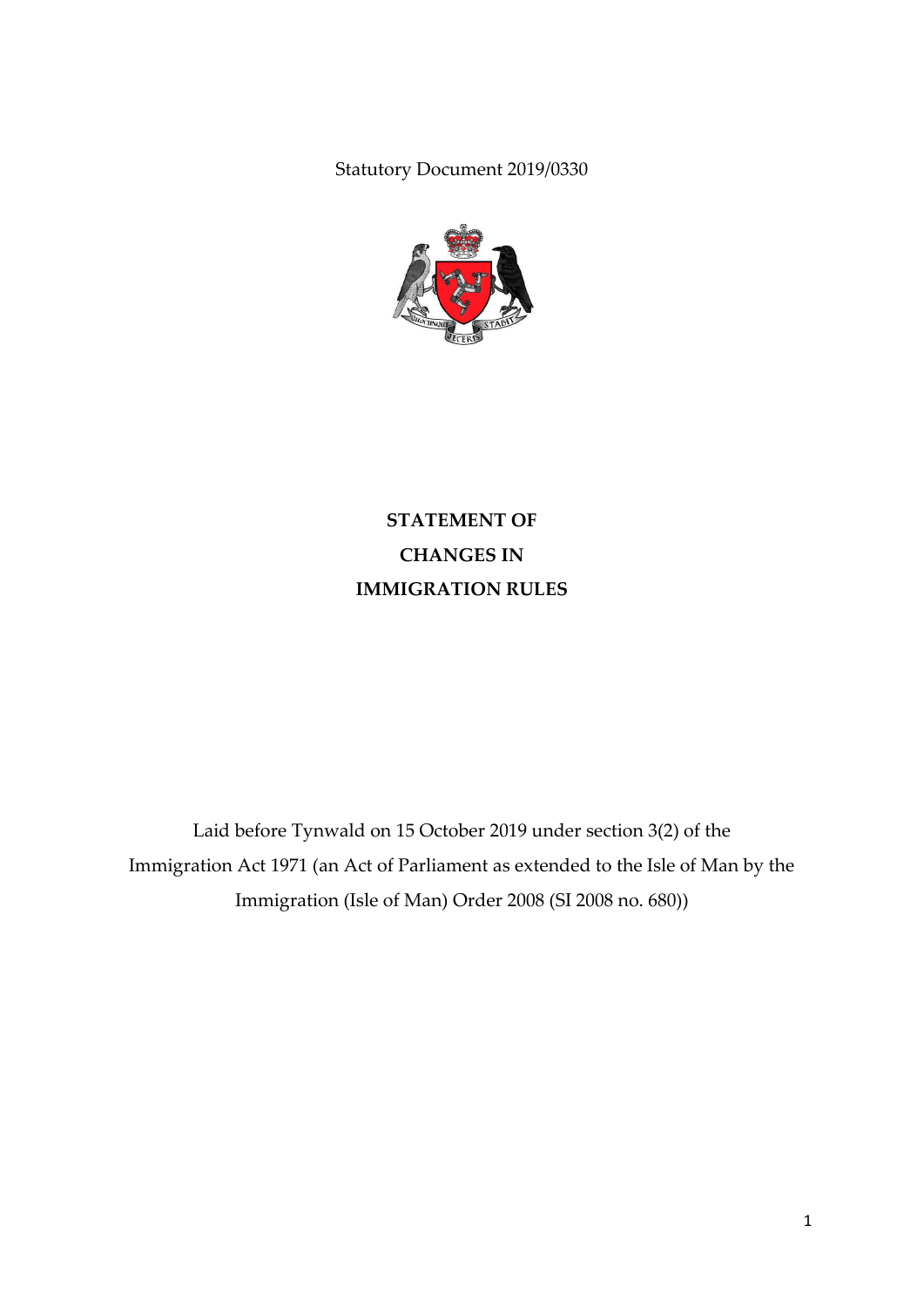Statutory Document 2019/0330

# STATEMENT OF CHANGES IN IMMIGRATION RULES

Laid before Tynwald on 15 October 2019 under section 3(2) of the Immigration Act 1971 (an Act of Parliament as extended to the Isle of Man by the Immigration (Isle of Man) Order 2008 (SI 2008 no. 680))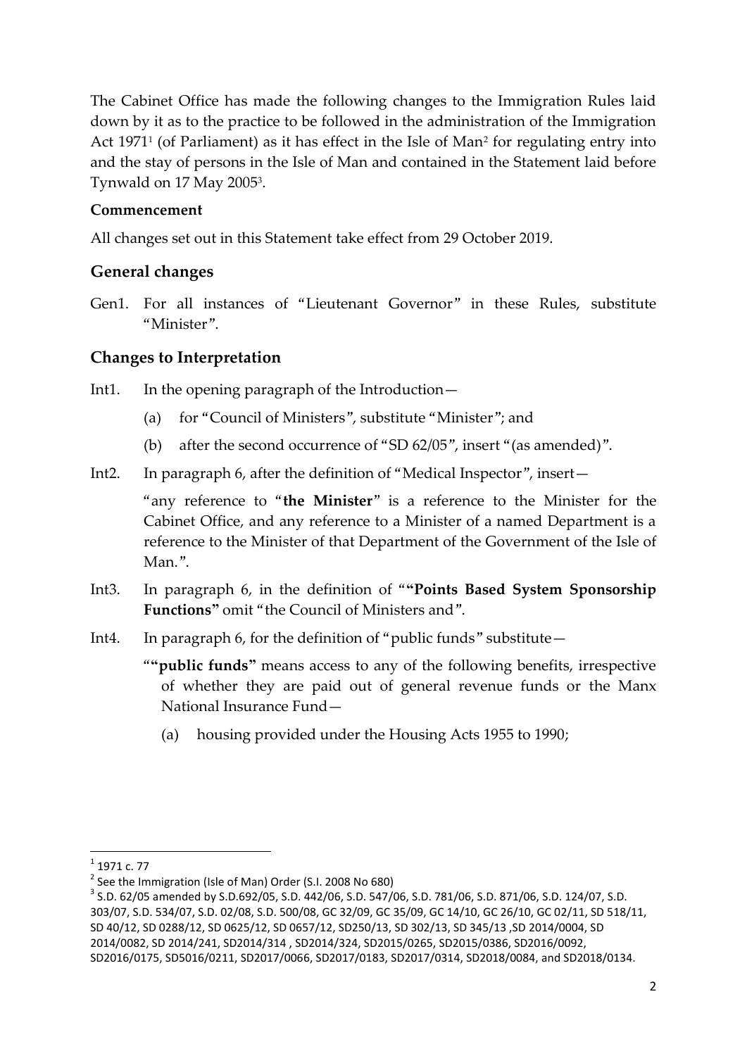The Cabinet Office has made the following changes to the Immigration Rules laid down by it as to the practice to be followed in the administration of the Immigration Act 1971[1] (of Parliament) as it has effect in the Isle of Man[2] for regulating entry into and the stay of persons in the Isle of Man and contained in the Statement laid before Tynwald on 17 May 2005[3].

**Commencement**

All changes set out in this Statement take effect from 29 October 2019.

## General changes

Gen1. For all instances of "Lieutenant Governor" in these Rules, substitute "Minister".

## Changes to Interpretation

Int1. In the opening paragraph of the Introduction—

(a) for "Council of Ministers", substitute "Minister"; and

(b) after the second occurrence of "SD 62/05", insert "(as amended)".

Int2. In paragraph 6, after the definition of "Medical Inspector", insert—

"any reference to "**the Minister**" is a reference to the Minister for the Cabinet Office, and any reference to a Minister of a named Department is a reference to the Minister of that Department of the Government of the Isle of Man.".

Int3. In paragraph 6, in the definition of "**"Points Based System Sponsorship Functions"** omit "the Council of Ministers and".

Int4. In paragraph 6, for the definition of "public funds" substitute—

"**"public funds"** means access to any of the following benefits, irrespective of whether they are paid out of general revenue funds or the Manx National Insurance Fund—

(a) housing provided under the Housing Acts 1955 to 1990;

---

[1] 1971 c. 77

[2] See the Immigration (Isle of Man) Order (S.I. 2008 No 680)

[3] S.D. 62/05 amended by S.D.692/05, S.D. 442/06, S.D. 547/06, S.D. 781/06, S.D. 871/06, S.D. 124/07, S.D. 303/07, S.D. 534/07, S.D. 02/08, S.D. 500/08, GC 32/09, GC 35/09, GC 14/10, GC 26/10, GC 02/11, SD 518/11, SD 40/12, SD 0288/12, SD 0625/12, SD 0657/12, SD250/13, SD 302/13, SD 345/13 ,SD 2014/0004, SD 2014/0082, SD 2014/241, SD2014/314 , SD2014/324, SD2015/0265, SD2015/0386, SD2016/0092, SD2016/0175, SD5016/0211, SD2017/0066, SD2017/0183, SD2017/0314, SD2018/0084, and SD2018/0134.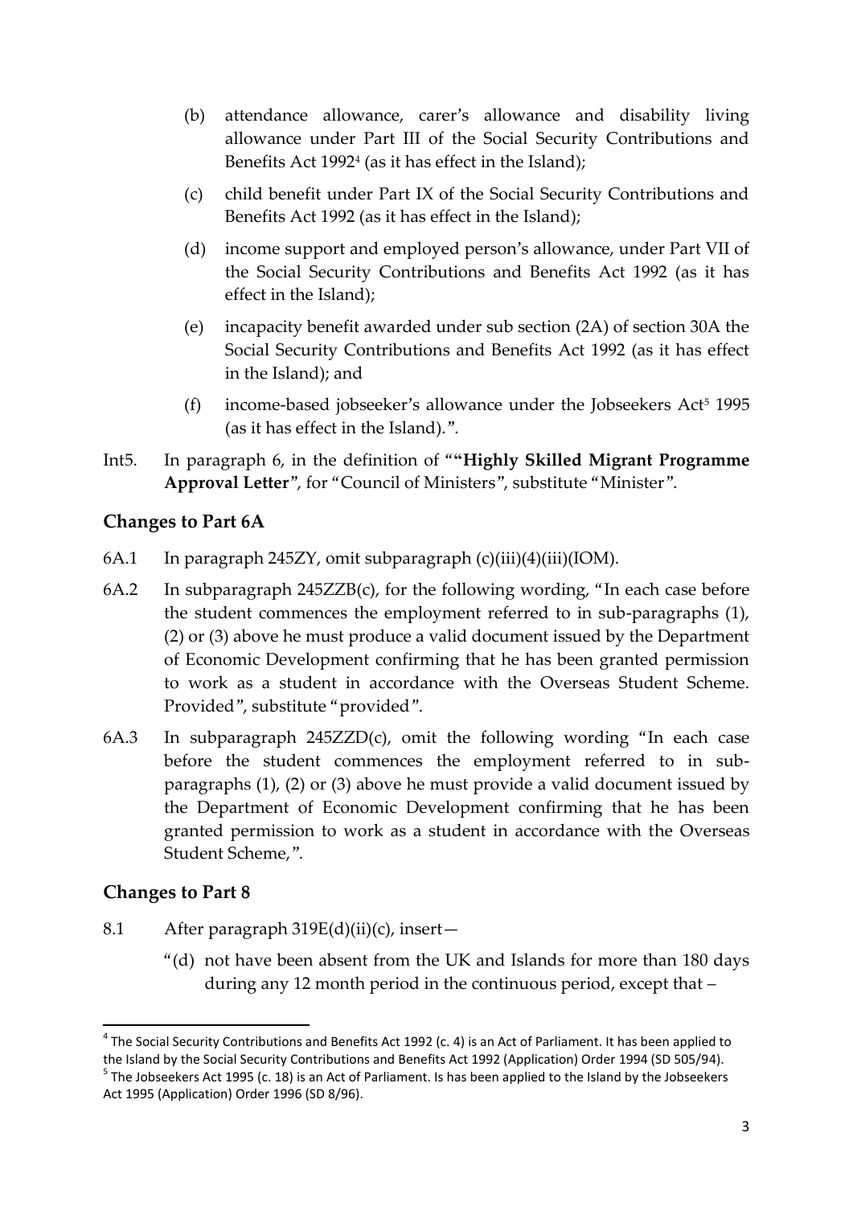(b) attendance allowance, carer's allowance and disability living allowance under Part III of the Social Security Contributions and Benefits Act 1992[4] (as it has effect in the Island);

(c) child benefit under Part IX of the Social Security Contributions and Benefits Act 1992 (as it has effect in the Island);

(d) income support and employed person's allowance, under Part VII of the Social Security Contributions and Benefits Act 1992 (as it has effect in the Island);

(e) incapacity benefit awarded under sub section (2A) of section 30A the Social Security Contributions and Benefits Act 1992 (as it has effect in the Island); and

(f) income-based jobseeker's allowance under the Jobseekers Act[5] 1995 (as it has effect in the Island).".

Int5. In paragraph 6, in the definition of "**"Highly Skilled Migrant Programme Approval Letter**", for "Council of Ministers", substitute "Minister".

## Changes to Part 6A

6A.1 In paragraph 245ZY, omit subparagraph (c)(iii)(4)(iii)(IOM).

6A.2 In subparagraph 245ZZB(c), for the following wording, "In each case before the student commences the employment referred to in sub-paragraphs (1), (2) or (3) above he must produce a valid document issued by the Department of Economic Development confirming that he has been granted permission to work as a student in accordance with the Overseas Student Scheme. Provided", substitute "provided".

6A.3 In subparagraph 245ZZD(c), omit the following wording "In each case before the student commences the employment referred to in sub-paragraphs (1), (2) or (3) above he must provide a valid document issued by the Department of Economic Development confirming that he has been granted permission to work as a student in accordance with the Overseas Student Scheme,".

## Changes to Part 8

8.1 After paragraph 319E(d)(ii)(c), insert—

"(d) not have been absent from the UK and Islands for more than 180 days during any 12 month period in the continuous period, except that –

[4] The Social Security Contributions and Benefits Act 1992 (c. 4) is an Act of Parliament. It has been applied to the Island by the Social Security Contributions and Benefits Act 1992 (Application) Order 1994 (SD 505/94).

[5] The Jobseekers Act 1995 (c. 18) is an Act of Parliament. Is has been applied to the Island by the Jobseekers Act 1995 (Application) Order 1996 (SD 8/96).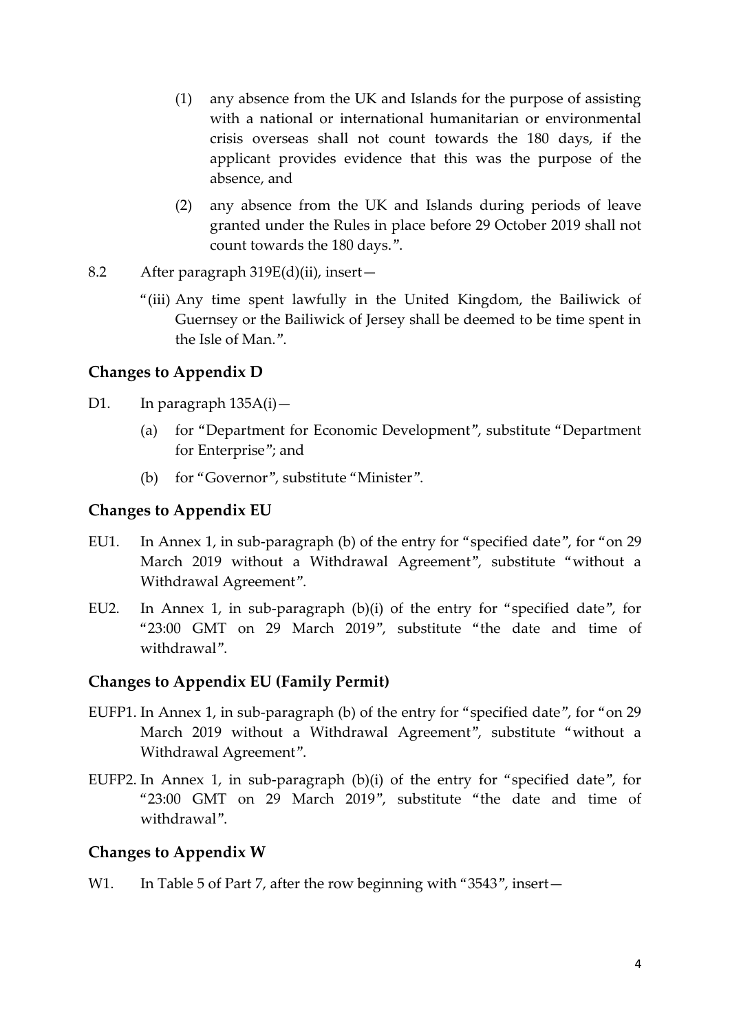(1) any absence from the UK and Islands for the purpose of assisting with a national or international humanitarian or environmental crisis overseas shall not count towards the 180 days, if the applicant provides evidence that this was the purpose of the absence, and

(2) any absence from the UK and Islands during periods of leave granted under the Rules in place before 29 October 2019 shall not count towards the 180 days.".

8.2 After paragraph 319E(d)(ii), insert—

"(iii) Any time spent lawfully in the United Kingdom, the Bailiwick of Guernsey or the Bailiwick of Jersey shall be deemed to be time spent in the Isle of Man.".

## Changes to Appendix D

D1. In paragraph 135A(i)—

(a) for "Department for Economic Development", substitute "Department for Enterprise"; and

(b) for "Governor", substitute "Minister".

## Changes to Appendix EU

EU1. In Annex 1, in sub-paragraph (b) of the entry for "specified date", for "on 29 March 2019 without a Withdrawal Agreement", substitute "without a Withdrawal Agreement".

EU2. In Annex 1, in sub-paragraph (b)(i) of the entry for "specified date", for "23:00 GMT on 29 March 2019", substitute "the date and time of withdrawal".

## Changes to Appendix EU (Family Permit)

EUFP1. In Annex 1, in sub-paragraph (b) of the entry for "specified date", for "on 29 March 2019 without a Withdrawal Agreement", substitute "without a Withdrawal Agreement".

EUFP2. In Annex 1, in sub-paragraph (b)(i) of the entry for "specified date", for "23:00 GMT on 29 March 2019", substitute "the date and time of withdrawal".

## Changes to Appendix W

W1. In Table 5 of Part 7, after the row beginning with "3543", insert—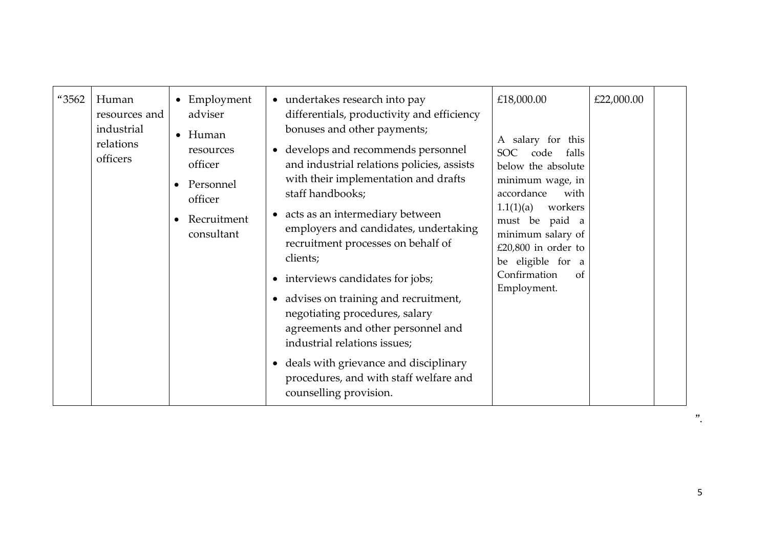| “3562 | Human resources and industrial relations officers | • Employment adviser<br>• Human resources officer<br>• Personnel officer<br>• Recruitment consultant | • undertakes research into pay differentials, productivity and efficiency bonuses and other payments;<br>• develops and recommends personnel and industrial relations policies, assists with their implementation and drafts staff handbooks;<br>• acts as an intermediary between employers and candidates, undertaking recruitment processes on behalf of clients;<br>• interviews candidates for jobs;<br>• advises on training and recruitment, negotiating procedures, salary agreements and other personnel and industrial relations issues;<br>• deals with grievance and disciplinary procedures, and with staff welfare and counselling provision. | £18,000.00<br><br>A salary for this SOC code falls below the absolute minimum wage, in accordance with 1.1(1)(a) workers must be paid a minimum salary of £20,800 in order to be eligible for a Confirmation of Employment. | £22,000.00 | |
|---|---|---|---|---|---|---|

”.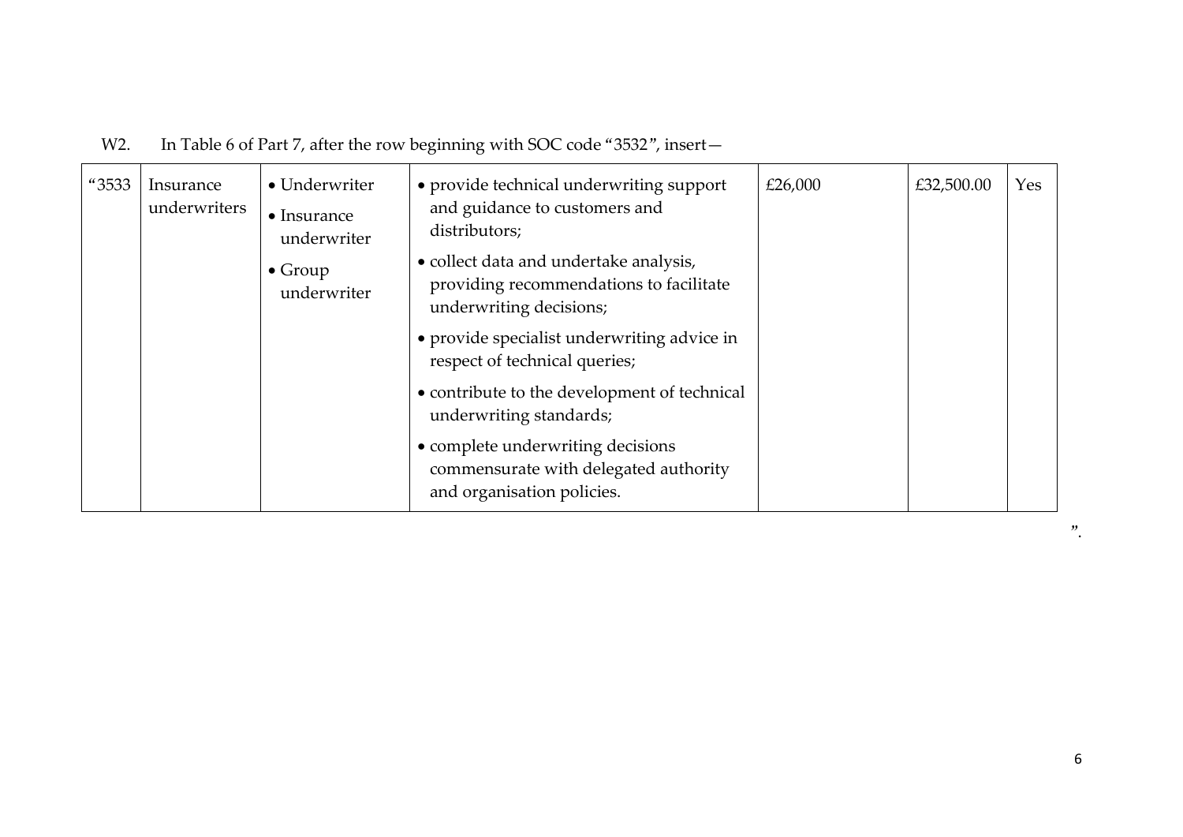W2. In Table 6 of Part 7, after the row beginning with SOC code "3532", insert—

| | | | | | | |
|---|---|---|---|---|---|---|
| "3533 | Insurance underwriters | • Underwriter<br>• Insurance underwriter<br>• Group underwriter | • provide technical underwriting support and guidance to customers and distributors;<br>• collect data and undertake analysis, providing recommendations to facilitate underwriting decisions;<br>• provide specialist underwriting advice in respect of technical queries;<br>• contribute to the development of technical underwriting standards;<br>• complete underwriting decisions commensurate with delegated authority and organisation policies. | £26,000 | £32,500.00 | Yes |

".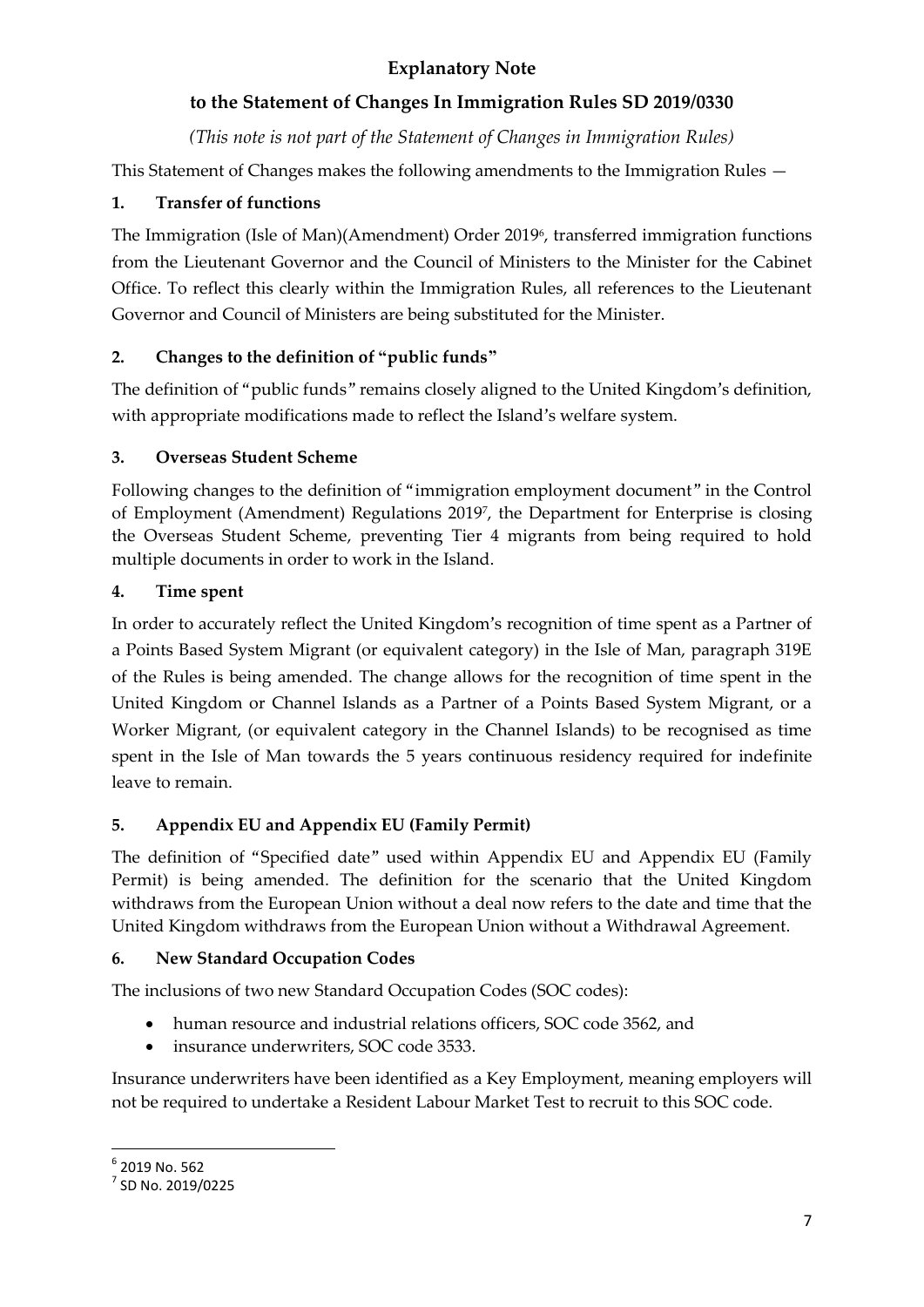# Explanatory Note

## to the Statement of Changes In Immigration Rules SD 2019/0330

*(This note is not part of the Statement of Changes in Immigration Rules)*

This Statement of Changes makes the following amendments to the Immigration Rules —

### 1. Transfer of functions

The Immigration (Isle of Man)(Amendment) Order 2019[6], transferred immigration functions from the Lieutenant Governor and the Council of Ministers to the Minister for the Cabinet Office. To reflect this clearly within the Immigration Rules, all references to the Lieutenant Governor and Council of Ministers are being substituted for the Minister.

### 2. Changes to the definition of "public funds"

The definition of "public funds" remains closely aligned to the United Kingdom's definition, with appropriate modifications made to reflect the Island's welfare system.

### 3. Overseas Student Scheme

Following changes to the definition of "immigration employment document" in the Control of Employment (Amendment) Regulations 2019[7], the Department for Enterprise is closing the Overseas Student Scheme, preventing Tier 4 migrants from being required to hold multiple documents in order to work in the Island.

### 4. Time spent

In order to accurately reflect the United Kingdom's recognition of time spent as a Partner of a Points Based System Migrant (or equivalent category) in the Isle of Man, paragraph 319E of the Rules is being amended. The change allows for the recognition of time spent in the United Kingdom or Channel Islands as a Partner of a Points Based System Migrant, or a Worker Migrant, (or equivalent category in the Channel Islands) to be recognised as time spent in the Isle of Man towards the 5 years continuous residency required for indefinite leave to remain.

### 5. Appendix EU and Appendix EU (Family Permit)

The definition of "Specified date" used within Appendix EU and Appendix EU (Family Permit) is being amended. The definition for the scenario that the United Kingdom withdraws from the European Union without a deal now refers to the date and time that the United Kingdom withdraws from the European Union without a Withdrawal Agreement.

### 6. New Standard Occupation Codes

The inclusions of two new Standard Occupation Codes (SOC codes):

- human resource and industrial relations officers, SOC code 3562, and
- insurance underwriters, SOC code 3533.

Insurance underwriters have been identified as a Key Employment, meaning employers will not be required to undertake a Resident Labour Market Test to recruit to this SOC code.

---

[6] 2019 No. 562

[7] SD No. 2019/0225